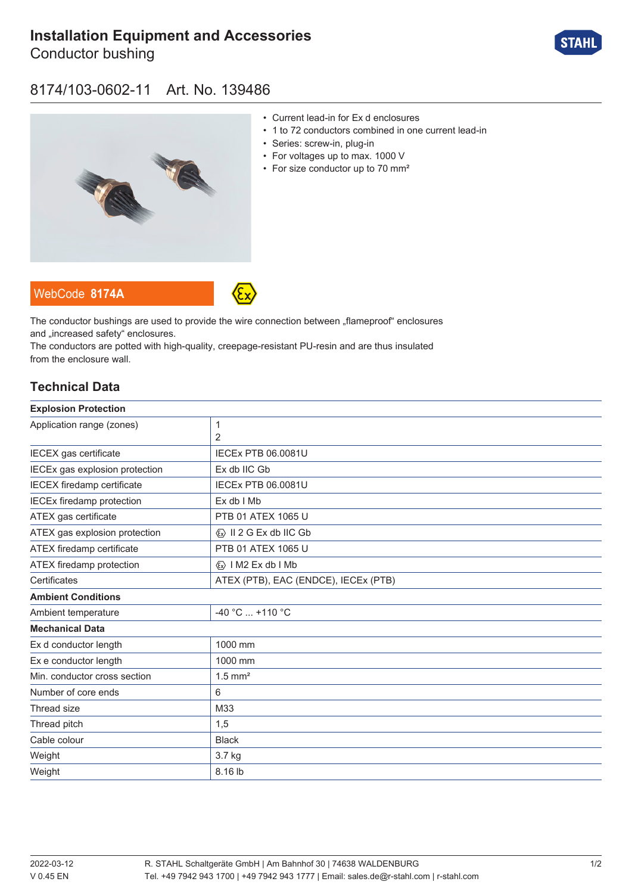# Installation Equipment and Accessories

Conductor bushing

## 8174/103-0602-11 Art. No. 139486

- Current lead-in for Ex d enclosures
- 1 to 72 conductors combined in one current lead-in
- Series: screw-in, plug-in
- For voltages up to max. 1000 V
- For size conductor up to 70 mm²

WebCode **8174A**

The conductor bushings are used to provide the wire connection between „flameproof“ enclosures and „increased safety“ enclosures.
The conductors are potted with high-quality, creepage-resistant PU-resin and are thus insulated from the enclosure wall.

## Technical Data

| **Explosion Protection** | |
|---|---|
| Application range (zones) | 1<br>2 |
| IECEX gas certificate | IECEx PTB 06.0081U |
| IECEx gas explosion protection | Ex db IIC Gb |
| IECEX firedamp certificate | IECEx PTB 06.0081U |
| IECEx firedamp protection | Ex db I Mb |
| ATEX gas certificate | PTB 01 ATEX 1065 U |
| ATEX gas explosion protection | Ex II 2 G Ex db IIC Gb |
| ATEX firedamp certificate | PTB 01 ATEX 1065 U |
| ATEX firedamp protection | Ex I M2 Ex db I Mb |
| Certificates | ATEX (PTB), EAC (ENDCE), IECEx (PTB) |
| **Ambient Conditions** | |
| Ambient temperature | -40 °C ... +110 °C |
| **Mechanical Data** | |
| Ex d conductor length | 1000 mm |
| Ex e conductor length | 1000 mm |
| Min. conductor cross section | 1.5 mm² |
| Number of core ends | 6 |
| Thread size | M33 |
| Thread pitch | 1,5 |
| Cable colour | Black |
| Weight | 3.7 kg |
| Weight | 8.16 lb |

2022-03-12
V 0.45 EN

R. STAHL Schaltgeräte GmbH | Am Bahnhof 30 | 74638 WALDENBURG
Tel. +49 7942 943 1700 | +49 7942 943 1777 | Email: sales.de@r-stahl.com | r-stahl.com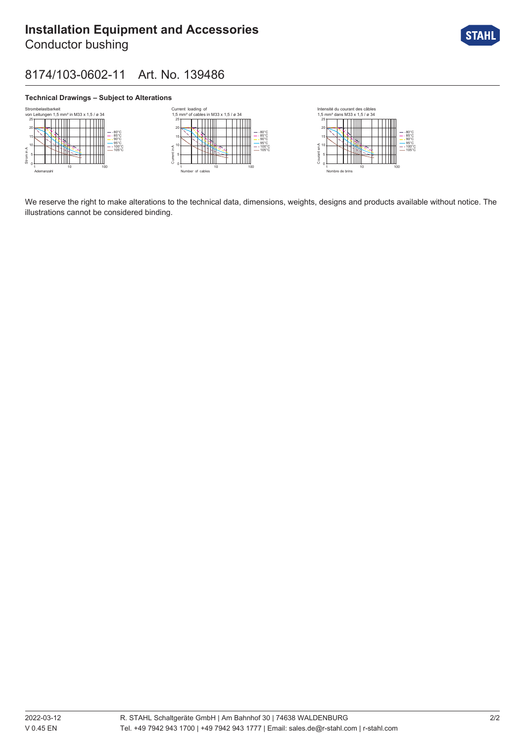# Installation Equipment and Accessories

Conductor bushing

## 8174/103-0602-11 Art. No. 139486

**Technical Drawings – Subject to Alterations**

Strombelastbarkeit
von Leitungen 1,5 mm² in M33 x 1,5 / ø 34
25
20
15
10
5
0
Strom in A
1
10
100
Aderanzahl
80°C
85°C
90°C
95°C
100°C
105°C

Current loading of
1,5 mm² of cables in M33 x 1,5 / ø 34
25
20
15
10
5
0
Current in A
1
10
100
Number of cables
80°C
85°C
90°C
95°C
100°C
105°C

Intensité du courant des câbles
1,5 mm² dans M33 x 1,5 / ø 34
25
20
15
10
5
0
Courant en A
1
10
100
Nombre de brins
80°C
85°C
90°C
95°C
100°C
105°C

We reserve the right to make alterations to the technical data, dimensions, weights, designs and products available without notice. The illustrations cannot be considered binding.

2022-03-12
V 0.45 EN

R. STAHL Schaltgeräte GmbH | Am Bahnhof 30 | 74638 WALDENBURG
Tel. +49 7942 943 1700 | +49 7942 943 1777 | Email: sales.de@r-stahl.com | r-stahl.com